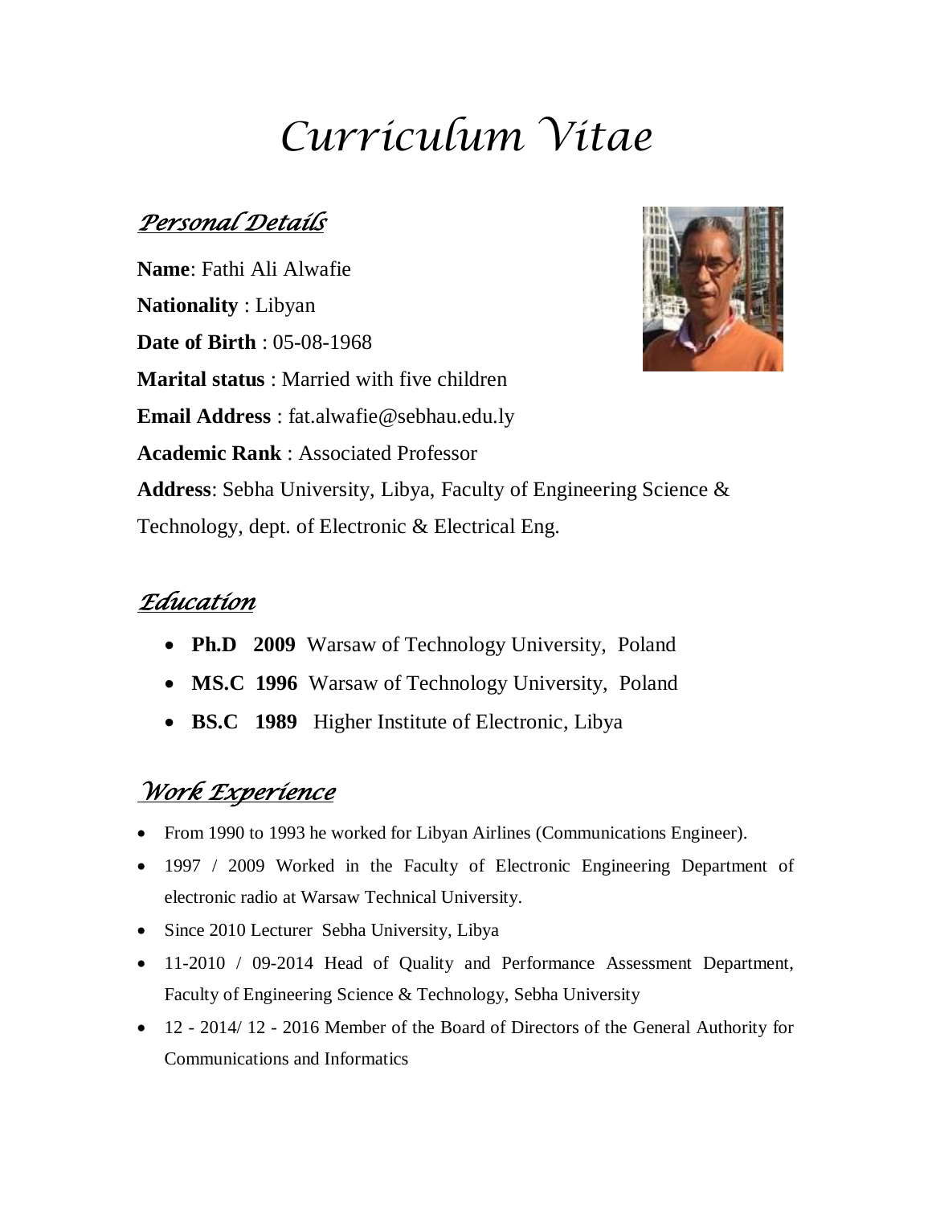# Curriculum Vitae

## Personal Details

**Name**: Fathi Ali Alwafie

**Nationality** : Libyan

**Date of Birth** : 05-08-1968

**Marital status** : Married with five children

**Email Address** : fat.alwafie@sebhau.edu.ly

**Academic Rank** : Associated Professor

**Address**: Sebha University, Libya, Faculty of Engineering Science & Technology, dept. of Electronic & Electrical Eng.

## Education

- **Ph.D 2009** Warsaw of Technology University, Poland
- **MS.C 1996** Warsaw of Technology University, Poland
- **BS.C 1989** Higher Institute of Electronic, Libya

## Work Experience

- From 1990 to 1993 he worked for Libyan Airlines (Communications Engineer).
- 1997 / 2009 Worked in the Faculty of Electronic Engineering Department of electronic radio at Warsaw Technical University.
- Since 2010 Lecturer Sebha University, Libya
- 11-2010 / 09-2014 Head of Quality and Performance Assessment Department, Faculty of Engineering Science & Technology, Sebha University
- 12 - 2014/ 12 - 2016 Member of the Board of Directors of the General Authority for Communications and Informatics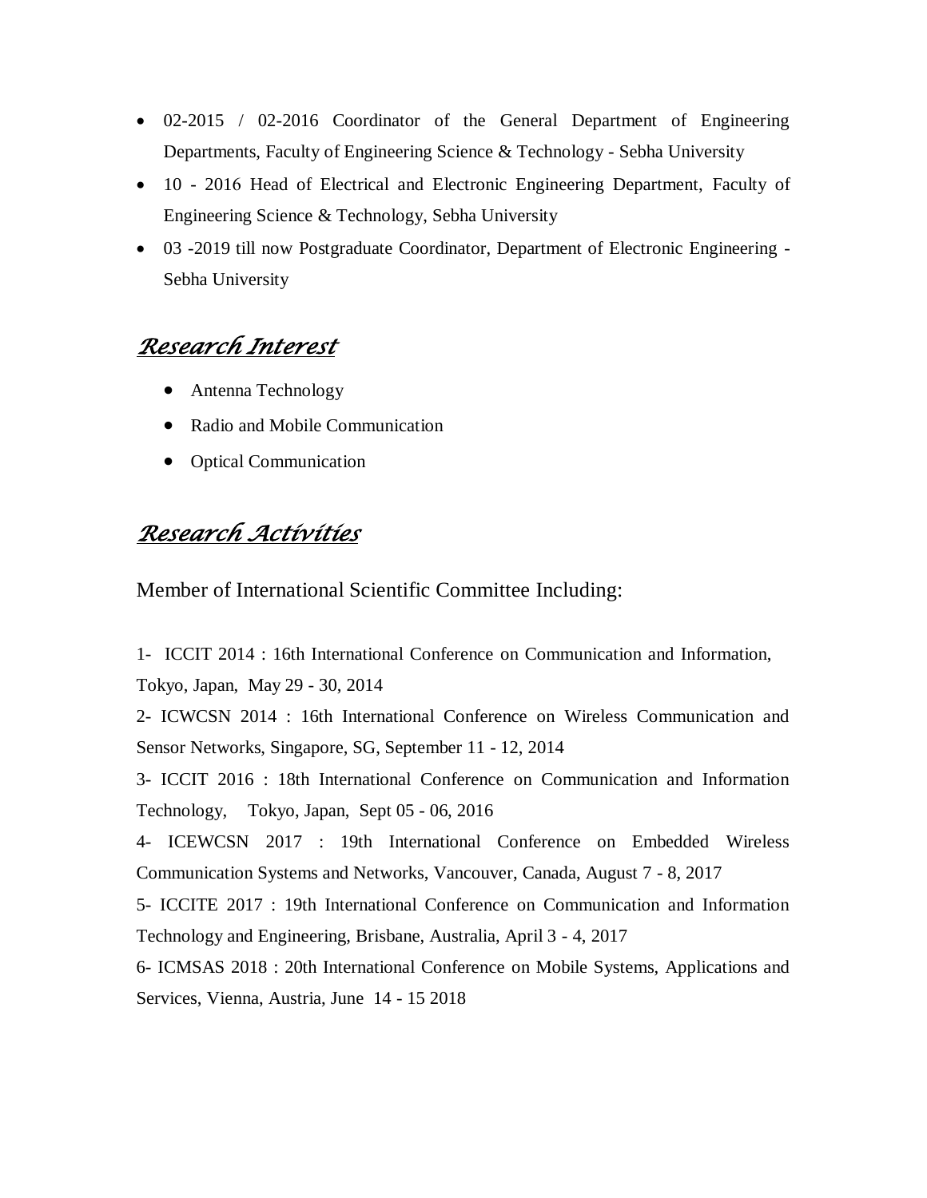- 02-2015 / 02-2016 Coordinator of the General Department of Engineering Departments, Faculty of Engineering Science & Technology - Sebha University
- 10 - 2016 Head of Electrical and Electronic Engineering Department, Faculty of Engineering Science & Technology, Sebha University
- 03 -2019 till now Postgraduate Coordinator, Department of Electronic Engineering - Sebha University

## *Research Interest*

- Antenna Technology
- Radio and Mobile Communication
- Optical Communication

## *Research Activities*

Member of International Scientific Committee Including:

1- ICCIT 2014 : 16th International Conference on Communication and Information, Tokyo, Japan, May 29 - 30, 2014

2- ICWCSN 2014 : 16th International Conference on Wireless Communication and Sensor Networks, Singapore, SG, September 11 - 12, 2014

3- ICCIT 2016 : 18th International Conference on Communication and Information Technology, Tokyo, Japan, Sept 05 - 06, 2016

4- ICEWCSN 2017 : 19th International Conference on Embedded Wireless Communication Systems and Networks, Vancouver, Canada, August 7 - 8, 2017

5- ICCITE 2017 : 19th International Conference on Communication and Information Technology and Engineering, Brisbane, Australia, April 3 - 4, 2017

6- ICMSAS 2018 : 20th International Conference on Mobile Systems, Applications and Services, Vienna, Austria, June 14 - 15 2018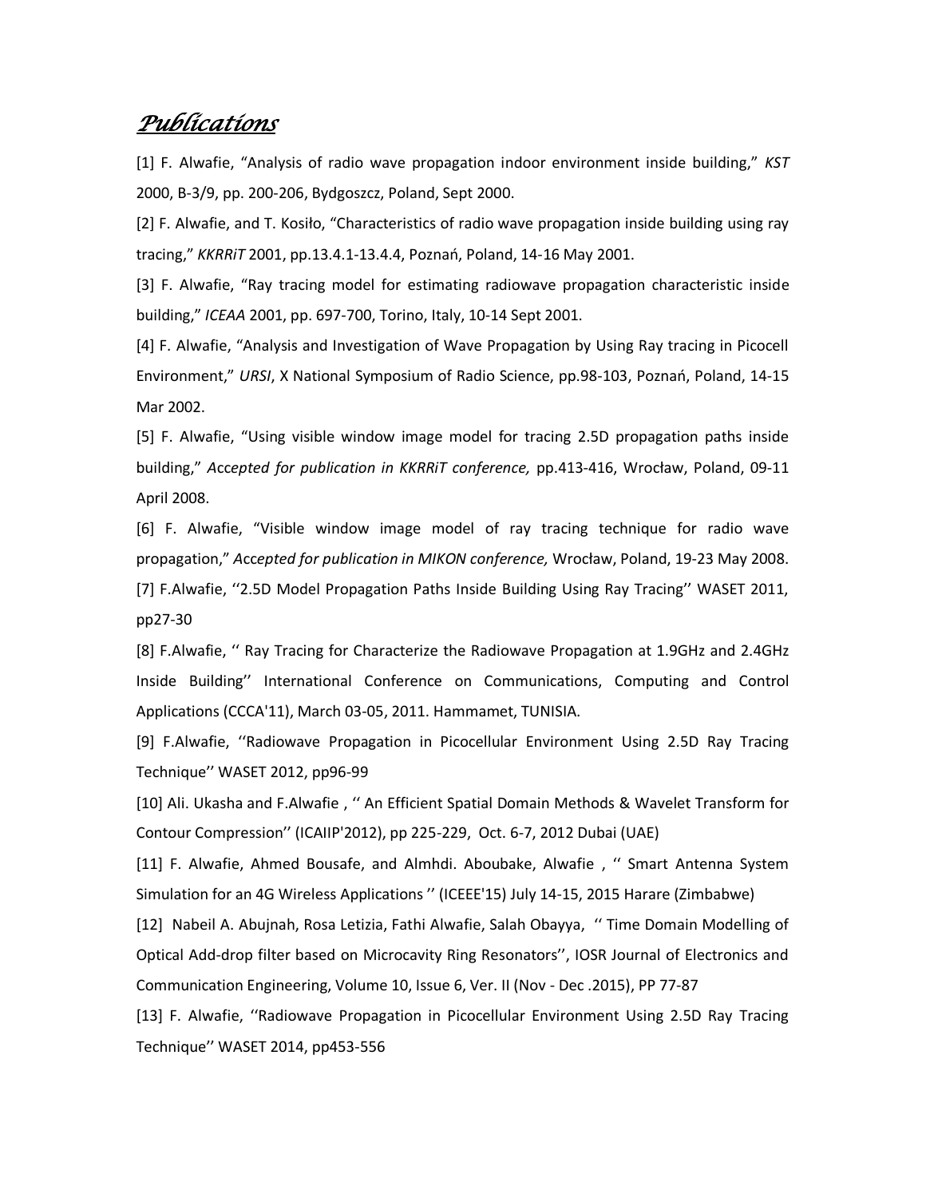# *Publications*

[1] F. Alwafie, "Analysis of radio wave propagation indoor environment inside building," *KST* 2000, B-3/9, pp. 200-206, Bydgoszcz, Poland, Sept 2000.

[2] F. Alwafie, and T. Kosiło, "Characteristics of radio wave propagation inside building using ray tracing," *KKRRiT* 2001, pp.13.4.1-13.4.4, Poznań, Poland, 14-16 May 2001.

[3] F. Alwafie, "Ray tracing model for estimating radiowave propagation characteristic inside building," *ICEAA* 2001, pp. 697-700, Torino, Italy, 10-14 Sept 2001.

[4] F. Alwafie, "Analysis and Investigation of Wave Propagation by Using Ray tracing in Picocell Environment," *URSI*, X National Symposium of Radio Science, pp.98-103, Poznań, Poland, 14-15 Mar 2002.

[5] F. Alwafie, "Using visible window image model for tracing 2.5D propagation paths inside building," *Accepted for publication in KKRRiT conference,* pp.413-416, Wrocław, Poland, 09-11 April 2008.

[6] F. Alwafie, "Visible window image model of ray tracing technique for radio wave propagation," *Accepted for publication in MIKON conference,* Wrocław, Poland, 19-23 May 2008.

[7] F.Alwafie, ''2.5D Model Propagation Paths Inside Building Using Ray Tracing'' WASET 2011, pp27-30

[8] F.Alwafie, '' Ray Tracing for Characterize the Radiowave Propagation at 1.9GHz and 2.4GHz Inside Building'' International Conference on Communications, Computing and Control Applications (CCCA'11), March 03-05, 2011. Hammamet, TUNISIA.

[9] F.Alwafie, ''Radiowave Propagation in Picocellular Environment Using 2.5D Ray Tracing Technique'' WASET 2012, pp96-99

[10] Ali. Ukasha and F.Alwafie , '' An Efficient Spatial Domain Methods & Wavelet Transform for Contour Compression'' (ICAIIP'2012), pp 225-229, Oct. 6-7, 2012 Dubai (UAE)

[11] F. Alwafie, Ahmed Bousafe, and Almhdi. Aboubake, Alwafie , '' Smart Antenna System Simulation for an 4G Wireless Applications '' (ICEEE'15) July 14-15, 2015 Harare (Zimbabwe)

[12] Nabeil A. Abujnah, Rosa Letizia, Fathi Alwafie, Salah Obayya, '' Time Domain Modelling of Optical Add-drop filter based on Microcavity Ring Resonators'', IOSR Journal of Electronics and Communication Engineering, Volume 10, Issue 6, Ver. II (Nov - Dec .2015), PP 77-87

[13] F. Alwafie, ''Radiowave Propagation in Picocellular Environment Using 2.5D Ray Tracing Technique'' WASET 2014, pp453-556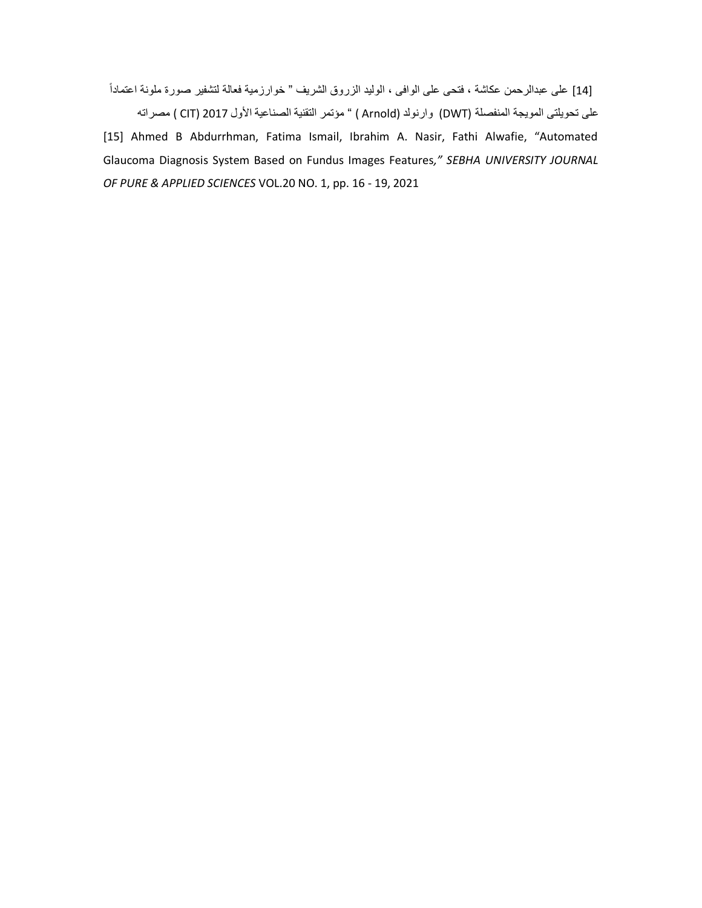[14] على عبدالرحمن عكاشة ، فتحى على الوافى ، الوليد الزروق الشريف " خوارزمية فعالة لتشفير صورة ملونة اعتماداً على تحويلتى المويجة المنفصلة (DWT) وارنولد (Arnold) " مؤتمر التقنية الصناعية الأول 2017 (CIT) مصراته

[15] Ahmed B Abdurrhman, Fatima Ismail, Ibrahim A. Nasir, Fathi Alwafie, "Automated Glaucoma Diagnosis System Based on Fundus Images Features," *SEBHA UNIVERSITY JOURNAL OF PURE & APPLIED SCIENCES* VOL.20 NO. 1, pp. 16 - 19, 2021